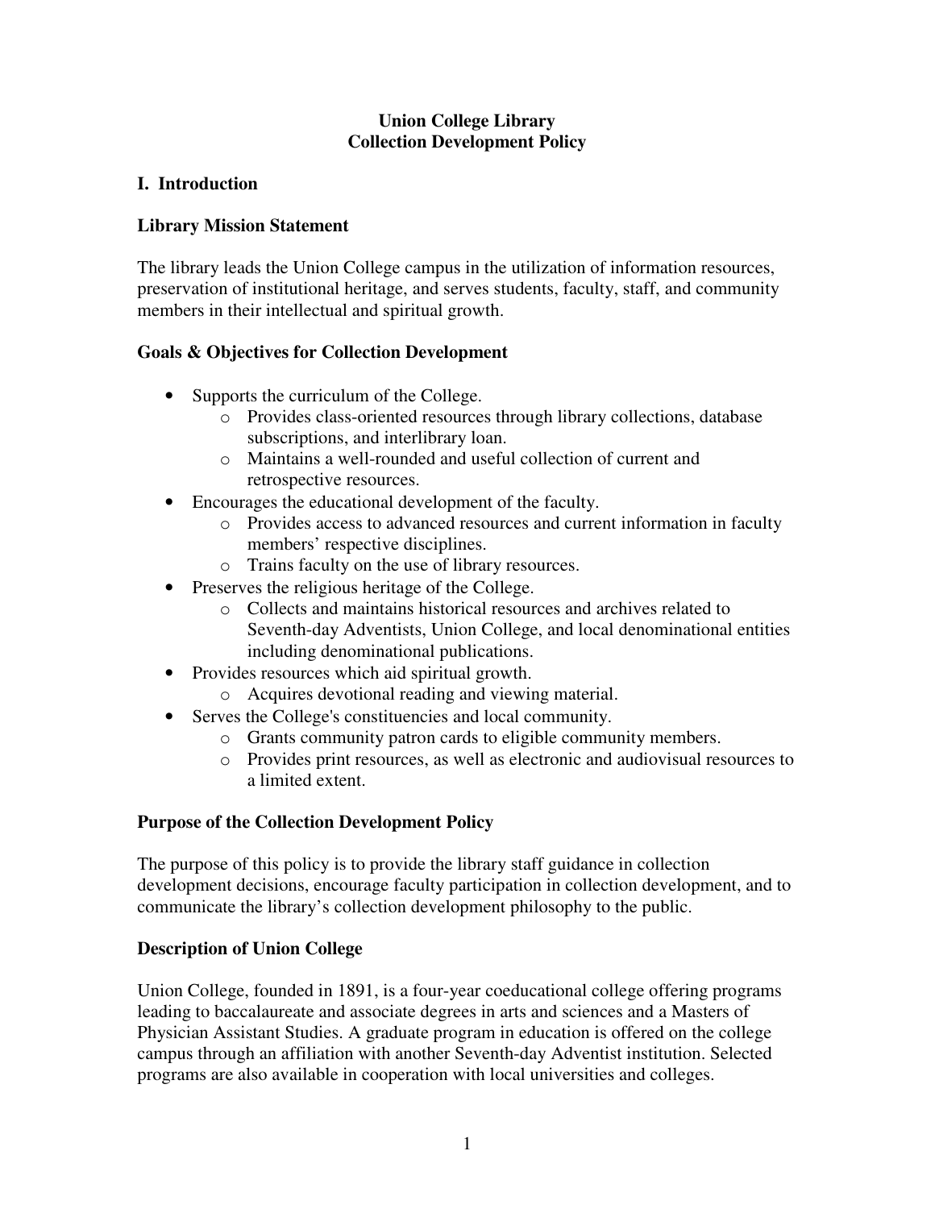# Union College Library
# Collection Development Policy

## I. Introduction

### Library Mission Statement

The library leads the Union College campus in the utilization of information resources, preservation of institutional heritage, and serves students, faculty, staff, and community members in their intellectual and spiritual growth.

### Goals & Objectives for Collection Development

- Supports the curriculum of the College.
  - Provides class-oriented resources through library collections, database subscriptions, and interlibrary loan.
  - Maintains a well-rounded and useful collection of current and retrospective resources.
- Encourages the educational development of the faculty.
  - Provides access to advanced resources and current information in faculty members' respective disciplines.
  - Trains faculty on the use of library resources.
- Preserves the religious heritage of the College.
  - Collects and maintains historical resources and archives related to Seventh-day Adventists, Union College, and local denominational entities including denominational publications.
- Provides resources which aid spiritual growth.
  - Acquires devotional reading and viewing material.
- Serves the College's constituencies and local community.
  - Grants community patron cards to eligible community members.
  - Provides print resources, as well as electronic and audiovisual resources to a limited extent.

### Purpose of the Collection Development Policy

The purpose of this policy is to provide the library staff guidance in collection development decisions, encourage faculty participation in collection development, and to communicate the library's collection development philosophy to the public.

### Description of Union College

Union College, founded in 1891, is a four-year coeducational college offering programs leading to baccalaureate and associate degrees in arts and sciences and a Masters of Physician Assistant Studies. A graduate program in education is offered on the college campus through an affiliation with another Seventh-day Adventist institution. Selected programs are also available in cooperation with local universities and colleges.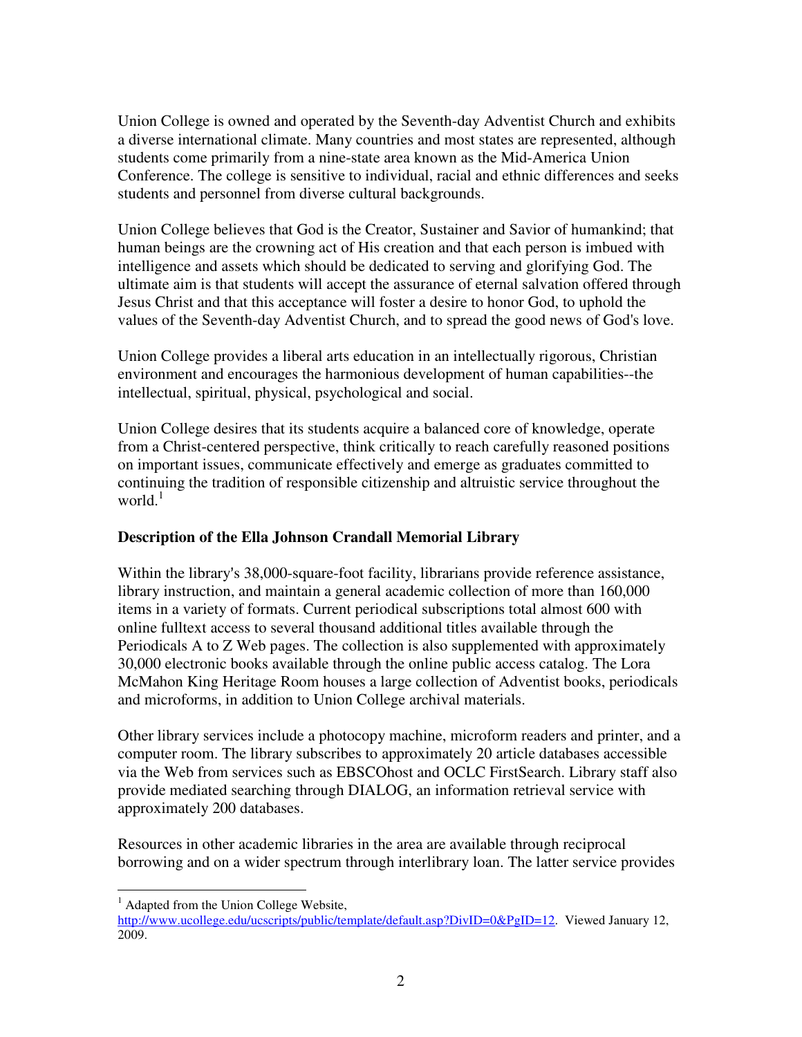Union College is owned and operated by the Seventh-day Adventist Church and exhibits a diverse international climate. Many countries and most states are represented, although students come primarily from a nine-state area known as the Mid-America Union Conference. The college is sensitive to individual, racial and ethnic differences and seeks students and personnel from diverse cultural backgrounds.

Union College believes that God is the Creator, Sustainer and Savior of humankind; that human beings are the crowning act of His creation and that each person is imbued with intelligence and assets which should be dedicated to serving and glorifying God. The ultimate aim is that students will accept the assurance of eternal salvation offered through Jesus Christ and that this acceptance will foster a desire to honor God, to uphold the values of the Seventh-day Adventist Church, and to spread the good news of God's love.

Union College provides a liberal arts education in an intellectually rigorous, Christian environment and encourages the harmonious development of human capabilities--the intellectual, spiritual, physical, psychological and social.

Union College desires that its students acquire a balanced core of knowledge, operate from a Christ-centered perspective, think critically to reach carefully reasoned positions on important issues, communicate effectively and emerge as graduates committed to continuing the tradition of responsible citizenship and altruistic service throughout the world.[1]

**Description of the Ella Johnson Crandall Memorial Library**

Within the library's 38,000-square-foot facility, librarians provide reference assistance, library instruction, and maintain a general academic collection of more than 160,000 items in a variety of formats. Current periodical subscriptions total almost 600 with online fulltext access to several thousand additional titles available through the Periodicals A to Z Web pages. The collection is also supplemented with approximately 30,000 electronic books available through the online public access catalog. The Lora McMahon King Heritage Room houses a large collection of Adventist books, periodicals and microforms, in addition to Union College archival materials.

Other library services include a photocopy machine, microform readers and printer, and a computer room. The library subscribes to approximately 20 article databases accessible via the Web from services such as EBSCOhost and OCLC FirstSearch. Library staff also provide mediated searching through DIALOG, an information retrieval service with approximately 200 databases.

Resources in other academic libraries in the area are available through reciprocal borrowing and on a wider spectrum through interlibrary loan. The latter service provides

---

[1] Adapted from the Union College Website, http://www.ucollege.edu/ucscripts/public/template/default.asp?DivID=0&PgID=12. Viewed January 12, 2009.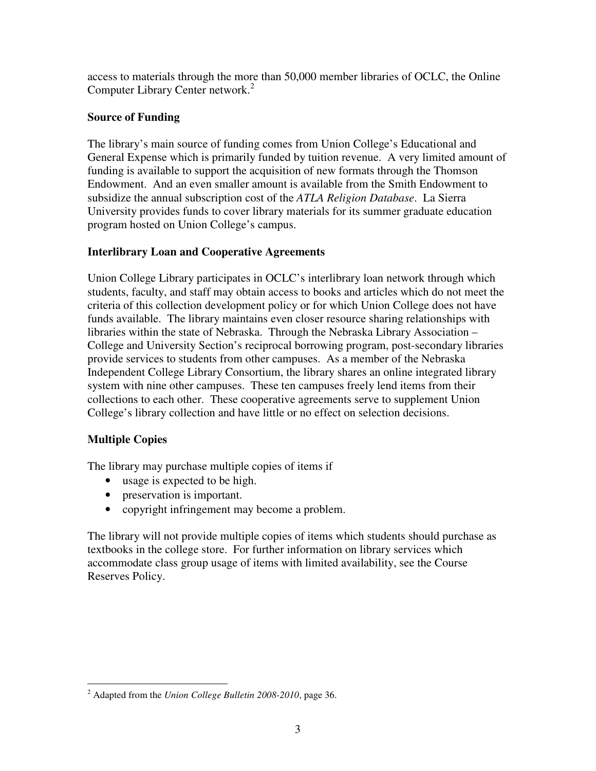access to materials through the more than 50,000 member libraries of OCLC, the Online Computer Library Center network.[2]

## Source of Funding

The library's main source of funding comes from Union College's Educational and General Expense which is primarily funded by tuition revenue. A very limited amount of funding is available to support the acquisition of new formats through the Thomson Endowment. And an even smaller amount is available from the Smith Endowment to subsidize the annual subscription cost of the *ATLA Religion Database*. La Sierra University provides funds to cover library materials for its summer graduate education program hosted on Union College's campus.

## Interlibrary Loan and Cooperative Agreements

Union College Library participates in OCLC's interlibrary loan network through which students, faculty, and staff may obtain access to books and articles which do not meet the criteria of this collection development policy or for which Union College does not have funds available. The library maintains even closer resource sharing relationships with libraries within the state of Nebraska. Through the Nebraska Library Association – College and University Section's reciprocal borrowing program, post-secondary libraries provide services to students from other campuses. As a member of the Nebraska Independent College Library Consortium, the library shares an online integrated library system with nine other campuses. These ten campuses freely lend items from their collections to each other. These cooperative agreements serve to supplement Union College's library collection and have little or no effect on selection decisions.

## Multiple Copies

The library may purchase multiple copies of items if

- usage is expected to be high.
- preservation is important.
- copyright infringement may become a problem.

The library will not provide multiple copies of items which students should purchase as textbooks in the college store. For further information on library services which accommodate class group usage of items with limited availability, see the Course Reserves Policy.

[2] Adapted from the *Union College Bulletin 2008-2010*, page 36.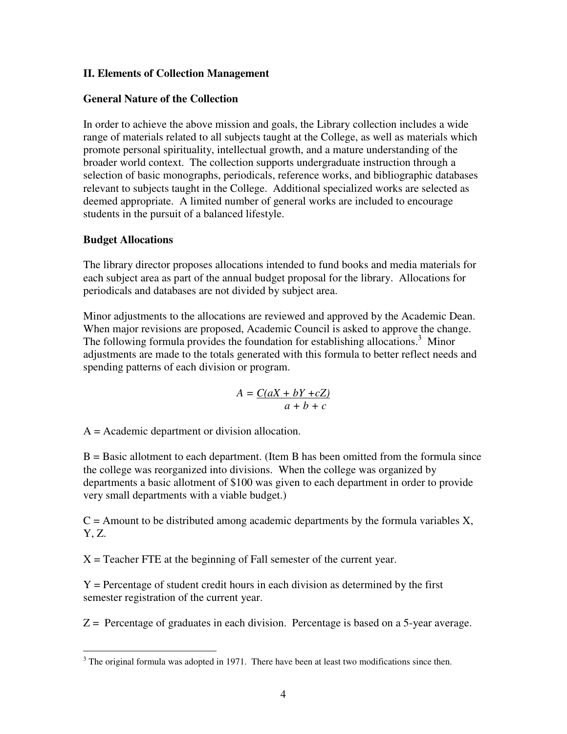## II. Elements of Collection Management

### General Nature of the Collection

In order to achieve the above mission and goals, the Library collection includes a wide range of materials related to all subjects taught at the College, as well as materials which promote personal spirituality, intellectual growth, and a mature understanding of the broader world context. The collection supports undergraduate instruction through a selection of basic monographs, periodicals, reference works, and bibliographic databases relevant to subjects taught in the College. Additional specialized works are selected as deemed appropriate. A limited number of general works are included to encourage students in the pursuit of a balanced lifestyle.

### Budget Allocations

The library director proposes allocations intended to fund books and media materials for each subject area as part of the annual budget proposal for the library. Allocations for periodicals and databases are not divided by subject area.

Minor adjustments to the allocations are reviewed and approved by the Academic Dean. When major revisions are proposed, Academic Council is asked to approve the change. The following formula provides the foundation for establishing allocations.[3] Minor adjustments are made to the totals generated with this formula to better reflect needs and spending patterns of each division or program.

$$A = \frac{C(aX + bY + cZ)}{a + b + c}$$

A = Academic department or division allocation.

B = Basic allotment to each department. (Item B has been omitted from the formula since the college was reorganized into divisions. When the college was organized by departments a basic allotment of $100 was given to each department in order to provide very small departments with a viable budget.)

C = Amount to be distributed among academic departments by the formula variables X, Y, Z.

X = Teacher FTE at the beginning of Fall semester of the current year.

Y = Percentage of student credit hours in each division as determined by the first semester registration of the current year.

Z = Percentage of graduates in each division. Percentage is based on a 5-year average.

---

[3] The original formula was adopted in 1971. There have been at least two modifications since then.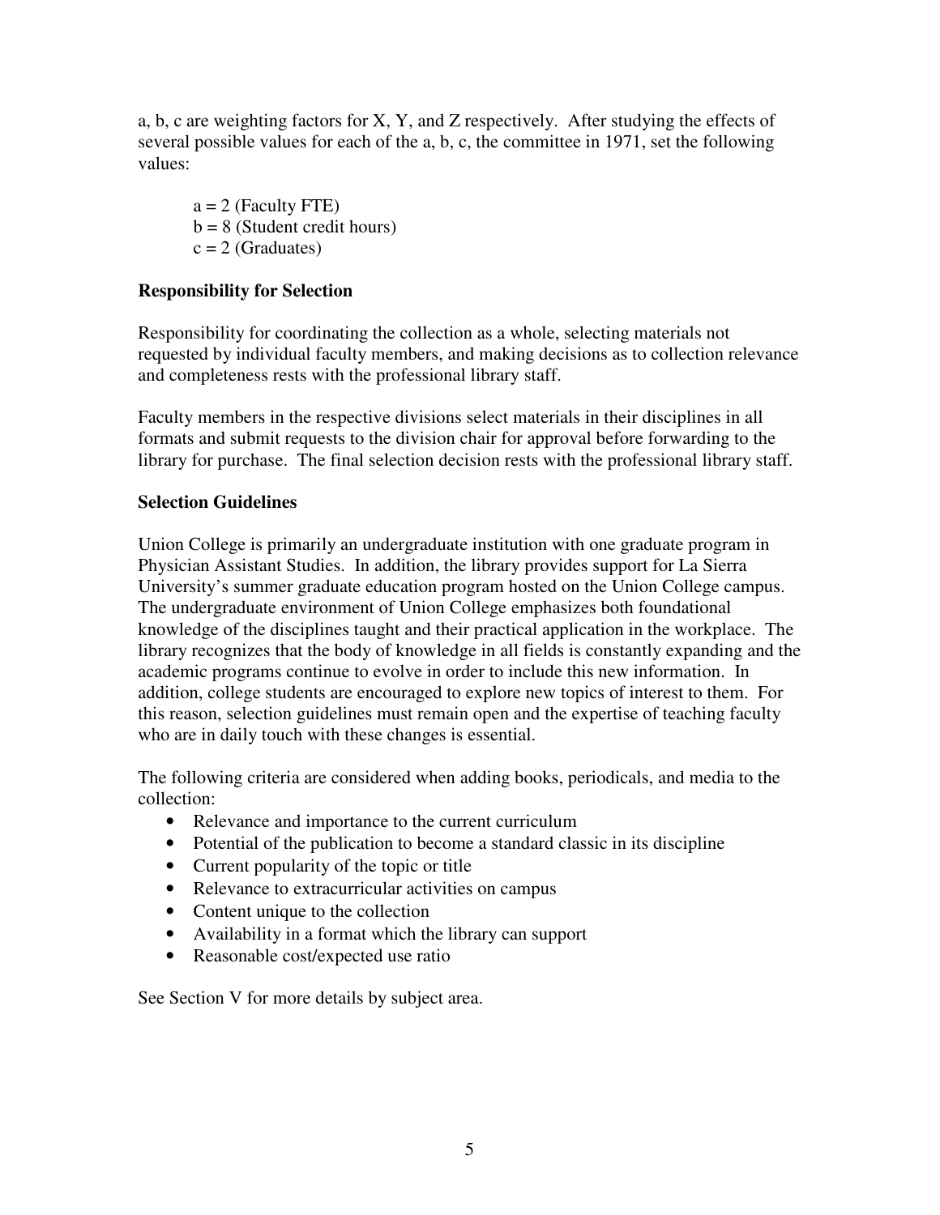a, b, c are weighting factors for X, Y, and Z respectively. After studying the effects of several possible values for each of the a, b, c, the committee in 1971, set the following values:

$a = 2$ (Faculty FTE)
$b = 8$ (Student credit hours)
$c = 2$ (Graduates)

**Responsibility for Selection**

Responsibility for coordinating the collection as a whole, selecting materials not requested by individual faculty members, and making decisions as to collection relevance and completeness rests with the professional library staff.

Faculty members in the respective divisions select materials in their disciplines in all formats and submit requests to the division chair for approval before forwarding to the library for purchase. The final selection decision rests with the professional library staff.

**Selection Guidelines**

Union College is primarily an undergraduate institution with one graduate program in Physician Assistant Studies. In addition, the library provides support for La Sierra University's summer graduate education program hosted on the Union College campus. The undergraduate environment of Union College emphasizes both foundational knowledge of the disciplines taught and their practical application in the workplace. The library recognizes that the body of knowledge in all fields is constantly expanding and the academic programs continue to evolve in order to include this new information. In addition, college students are encouraged to explore new topics of interest to them. For this reason, selection guidelines must remain open and the expertise of teaching faculty who are in daily touch with these changes is essential.

The following criteria are considered when adding books, periodicals, and media to the collection:

- Relevance and importance to the current curriculum
- Potential of the publication to become a standard classic in its discipline
- Current popularity of the topic or title
- Relevance to extracurricular activities on campus
- Content unique to the collection
- Availability in a format which the library can support
- Reasonable cost/expected use ratio

See Section V for more details by subject area.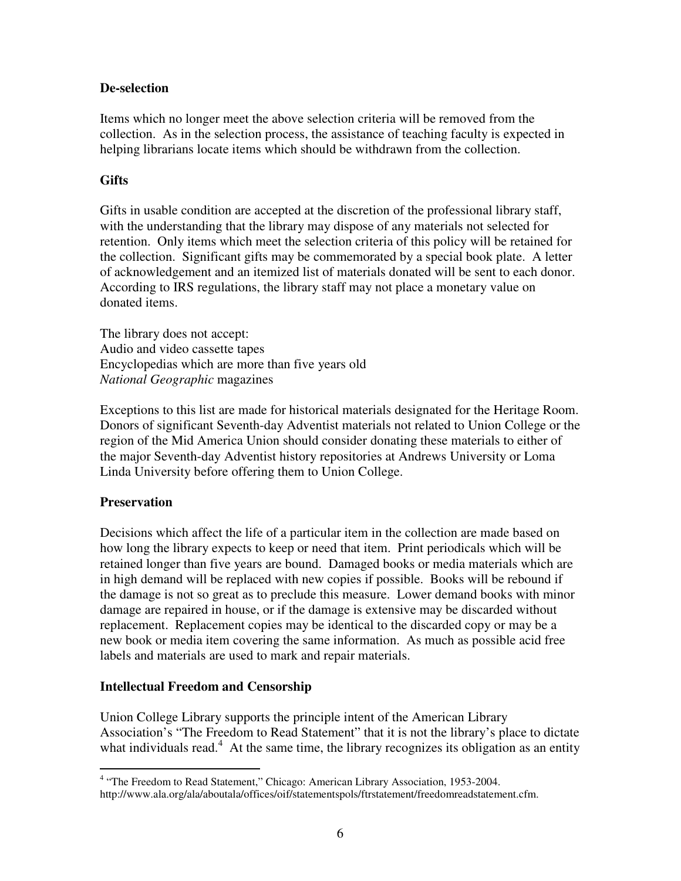## De-selection

Items which no longer meet the above selection criteria will be removed from the collection. As in the selection process, the assistance of teaching faculty is expected in helping librarians locate items which should be withdrawn from the collection.

## Gifts

Gifts in usable condition are accepted at the discretion of the professional library staff, with the understanding that the library may dispose of any materials not selected for retention. Only items which meet the selection criteria of this policy will be retained for the collection. Significant gifts may be commemorated by a special book plate. A letter of acknowledgement and an itemized list of materials donated will be sent to each donor. According to IRS regulations, the library staff may not place a monetary value on donated items.

The library does not accept:
Audio and video cassette tapes
Encyclopedias which are more than five years old
*National Geographic* magazines

Exceptions to this list are made for historical materials designated for the Heritage Room. Donors of significant Seventh-day Adventist materials not related to Union College or the region of the Mid America Union should consider donating these materials to either of the major Seventh-day Adventist history repositories at Andrews University or Loma Linda University before offering them to Union College.

## Preservation

Decisions which affect the life of a particular item in the collection are made based on how long the library expects to keep or need that item. Print periodicals which will be retained longer than five years are bound. Damaged books or media materials which are in high demand will be replaced with new copies if possible. Books will be rebound if the damage is not so great as to preclude this measure. Lower demand books with minor damage are repaired in house, or if the damage is extensive may be discarded without replacement. Replacement copies may be identical to the discarded copy or may be a new book or media item covering the same information. As much as possible acid free labels and materials are used to mark and repair materials.

## Intellectual Freedom and Censorship

Union College Library supports the principle intent of the American Library Association's "The Freedom to Read Statement" that it is not the library's place to dictate what individuals read.[4] At the same time, the library recognizes its obligation as an entity

[4] "The Freedom to Read Statement," Chicago: American Library Association, 1953-2004. http://www.ala.org/ala/aboutala/offices/oif/statementspols/ftrstatement/freedomreadstatement.cfm.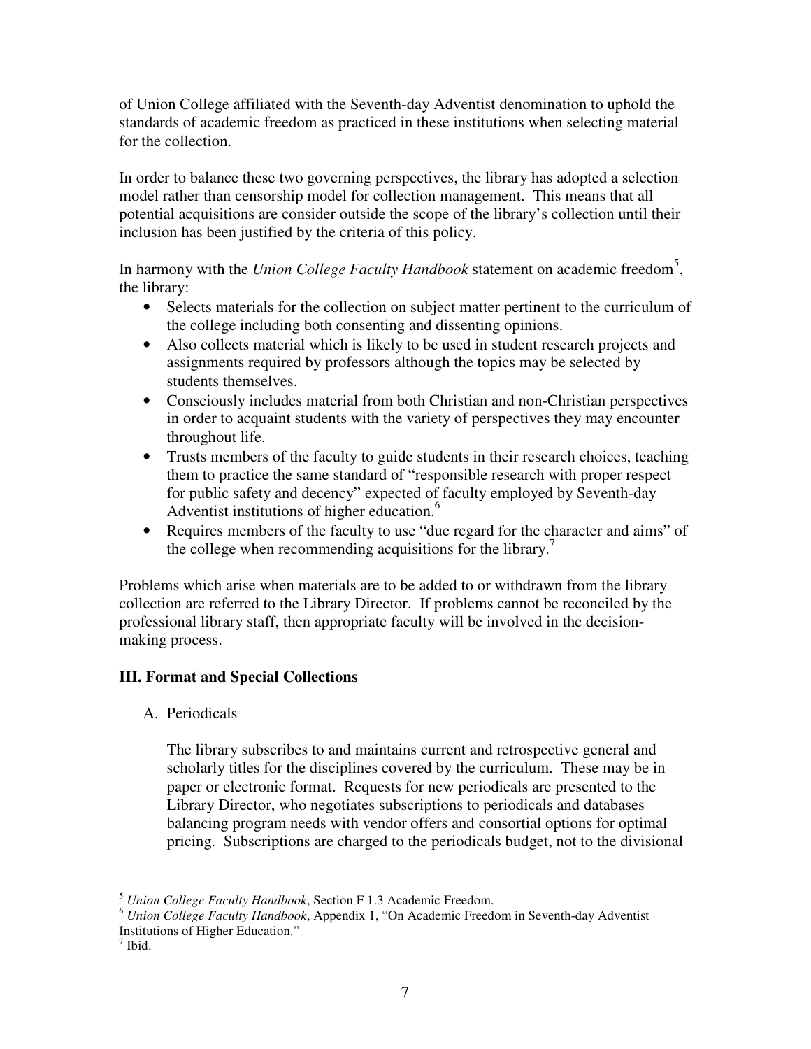of Union College affiliated with the Seventh-day Adventist denomination to uphold the standards of academic freedom as practiced in these institutions when selecting material for the collection.

In order to balance these two governing perspectives, the library has adopted a selection model rather than censorship model for collection management. This means that all potential acquisitions are consider outside the scope of the library's collection until their inclusion has been justified by the criteria of this policy.

In harmony with the *Union College Faculty Handbook* statement on academic freedom[5], the library:

- Selects materials for the collection on subject matter pertinent to the curriculum of the college including both consenting and dissenting opinions.
- Also collects material which is likely to be used in student research projects and assignments required by professors although the topics may be selected by students themselves.
- Consciously includes material from both Christian and non-Christian perspectives in order to acquaint students with the variety of perspectives they may encounter throughout life.
- Trusts members of the faculty to guide students in their research choices, teaching them to practice the same standard of "responsible research with proper respect for public safety and decency" expected of faculty employed by Seventh-day Adventist institutions of higher education.[6]
- Requires members of the faculty to use "due regard for the character and aims" of the college when recommending acquisitions for the library.[7]

Problems which arise when materials are to be added to or withdrawn from the library collection are referred to the Library Director. If problems cannot be reconciled by the professional library staff, then appropriate faculty will be involved in the decision-making process.

## III. Format and Special Collections

A. Periodicals

The library subscribes to and maintains current and retrospective general and scholarly titles for the disciplines covered by the curriculum. These may be in paper or electronic format. Requests for new periodicals are presented to the Library Director, who negotiates subscriptions to periodicals and databases balancing program needs with vendor offers and consortial options for optimal pricing. Subscriptions are charged to the periodicals budget, not to the divisional

---

[5] *Union College Faculty Handbook*, Section F 1.3 Academic Freedom.

[6] *Union College Faculty Handbook*, Appendix 1, "On Academic Freedom in Seventh-day Adventist Institutions of Higher Education."

[7] Ibid.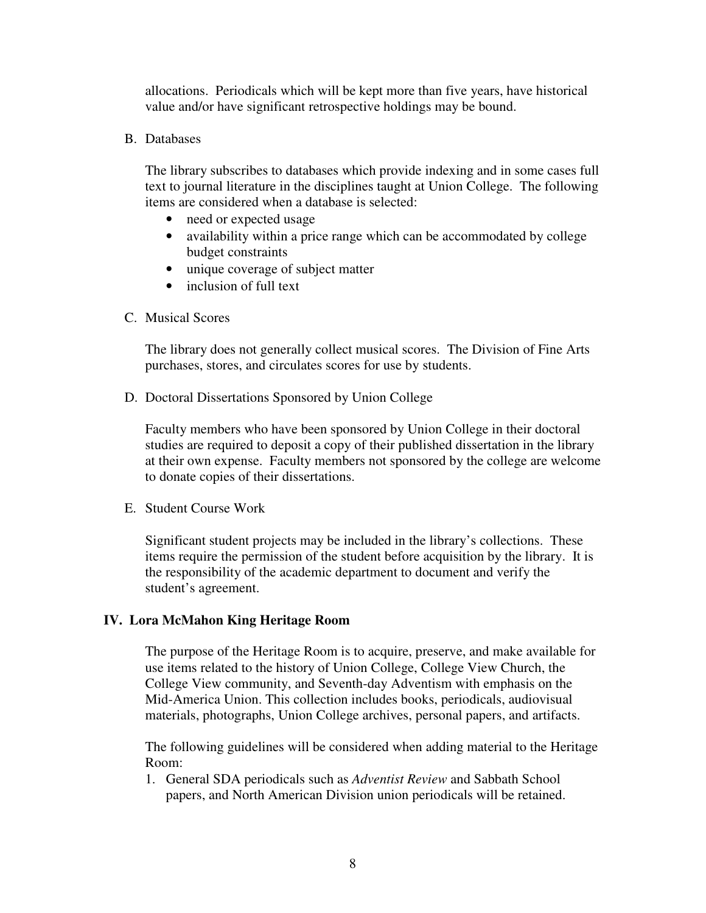allocations. Periodicals which will be kept more than five years, have historical value and/or have significant retrospective holdings may be bound.

B. Databases

The library subscribes to databases which provide indexing and in some cases full text to journal literature in the disciplines taught at Union College. The following items are considered when a database is selected:

- need or expected usage
- availability within a price range which can be accommodated by college budget constraints
- unique coverage of subject matter
- inclusion of full text

C. Musical Scores

The library does not generally collect musical scores. The Division of Fine Arts purchases, stores, and circulates scores for use by students.

D. Doctoral Dissertations Sponsored by Union College

Faculty members who have been sponsored by Union College in their doctoral studies are required to deposit a copy of their published dissertation in the library at their own expense. Faculty members not sponsored by the college are welcome to donate copies of their dissertations.

E. Student Course Work

Significant student projects may be included in the library's collections. These items require the permission of the student before acquisition by the library. It is the responsibility of the academic department to document and verify the student's agreement.

## IV. Lora McMahon King Heritage Room

The purpose of the Heritage Room is to acquire, preserve, and make available for use items related to the history of Union College, College View Church, the College View community, and Seventh-day Adventism with emphasis on the Mid-America Union. This collection includes books, periodicals, audiovisual materials, photographs, Union College archives, personal papers, and artifacts.

The following guidelines will be considered when adding material to the Heritage Room:

1. General SDA periodicals such as *Adventist Review* and Sabbath School papers, and North American Division union periodicals will be retained.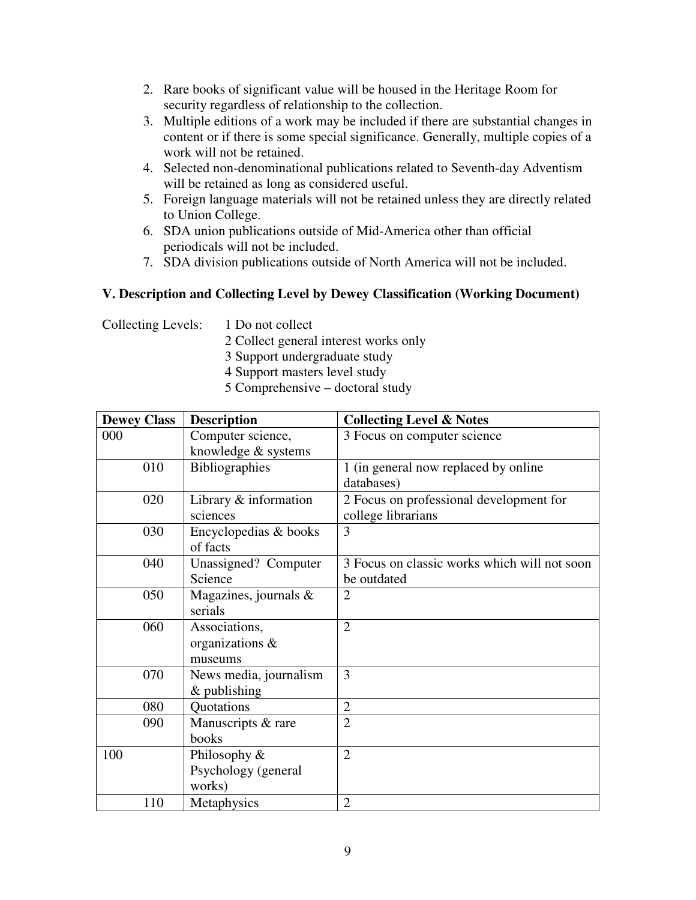2. Rare books of significant value will be housed in the Heritage Room for security regardless of relationship to the collection.
3. Multiple editions of a work may be included if there are substantial changes in content or if there is some special significance. Generally, multiple copies of a work will not be retained.
4. Selected non-denominational publications related to Seventh-day Adventism will be retained as long as considered useful.
5. Foreign language materials will not be retained unless they are directly related to Union College.
6. SDA union publications outside of Mid-America other than official periodicals will not be included.
7. SDA division publications outside of North America will not be included.

### V. Description and Collecting Level by Dewey Classification (Working Document)

Collecting Levels:
1 Do not collect
2 Collect general interest works only
3 Support undergraduate study
4 Support masters level study
5 Comprehensive – doctoral study

| Dewey Class | Description | Collecting Level & Notes |
|---|---|---|
| 000 | Computer science, knowledge & systems | 3 Focus on computer science |
| 010 | Bibliographies | 1 (in general now replaced by online databases) |
| 020 | Library & information sciences | 2 Focus on professional development for college librarians |
| 030 | Encyclopedias & books of facts | 3 |
| 040 | Unassigned? Computer Science | 3 Focus on classic works which will not soon be outdated |
| 050 | Magazines, journals & serials | 2 |
| 060 | Associations, organizations & museums | 2 |
| 070 | News media, journalism & publishing | 3 |
| 080 | Quotations | 2 |
| 090 | Manuscripts & rare books | 2 |
| 100 | Philosophy & Psychology (general works) | 2 |
| 110 | Metaphysics | 2 |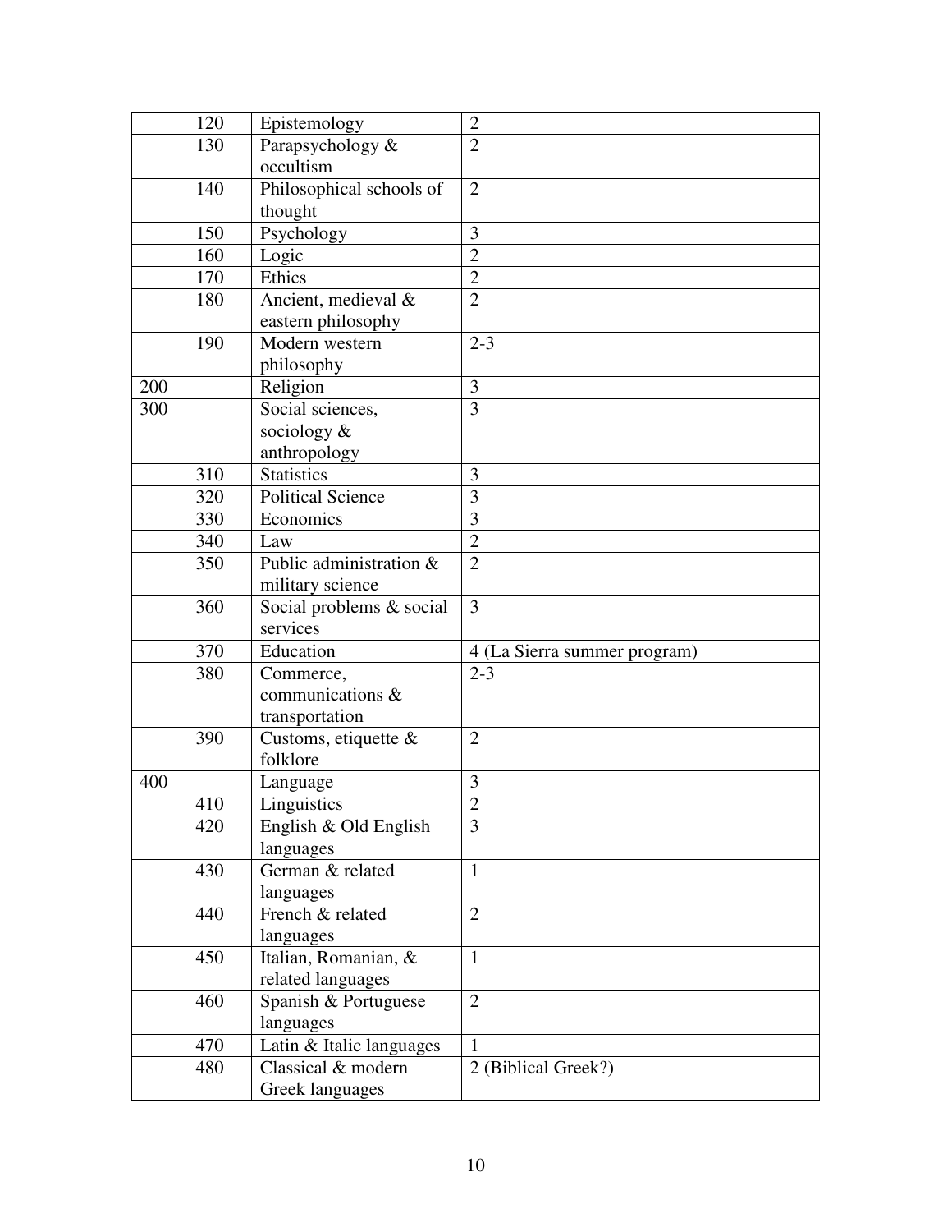| | | | |
|---|---|---|---|
| | 120 | Epistemology | 2 |
| | 130 | Parapsychology & occultism | 2 |
| | 140 | Philosophical schools of thought | 2 |
| | 150 | Psychology | 3 |
| | 160 | Logic | 2 |
| | 170 | Ethics | 2 |
| | 180 | Ancient, medieval & eastern philosophy | 2 |
| | 190 | Modern western philosophy | 2-3 |
| 200 | | Religion | 3 |
| 300 | | Social sciences, sociology & anthropology | 3 |
| | 310 | Statistics | 3 |
| | 320 | Political Science | 3 |
| | 330 | Economics | 3 |
| | 340 | Law | 2 |
| | 350 | Public administration & military science | 2 |
| | 360 | Social problems & social services | 3 |
| | 370 | Education | 4 (La Sierra summer program) |
| | 380 | Commerce, communications & transportation | 2-3 |
| | 390 | Customs, etiquette & folklore | 2 |
| 400 | | Language | 3 |
| | 410 | Linguistics | 2 |
| | 420 | English & Old English languages | 3 |
| | 430 | German & related languages | 1 |
| | 440 | French & related languages | 2 |
| | 450 | Italian, Romanian, & related languages | 1 |
| | 460 | Spanish & Portuguese languages | 2 |
| | 470 | Latin & Italic languages | 1 |
| | 480 | Classical & modern Greek languages | 2 (Biblical Greek?) |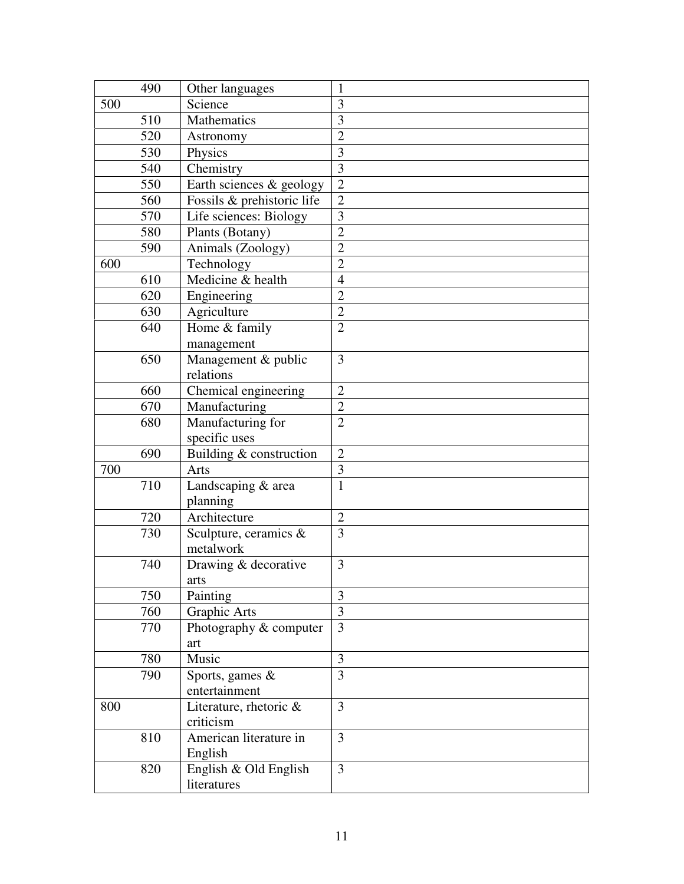| | | | |
|---|---|---|---|
| | 490 | Other languages | 1 |
| 500 | | Science | 3 |
| | 510 | Mathematics | 3 |
| | 520 | Astronomy | 2 |
| | 530 | Physics | 3 |
| | 540 | Chemistry | 3 |
| | 550 | Earth sciences & geology | 2 |
| | 560 | Fossils & prehistoric life | 2 |
| | 570 | Life sciences: Biology | 3 |
| | 580 | Plants (Botany) | 2 |
| | 590 | Animals (Zoology) | 2 |
| 600 | | Technology | 2 |
| | 610 | Medicine & health | 4 |
| | 620 | Engineering | 2 |
| | 630 | Agriculture | 2 |
| | 640 | Home & family management | 2 |
| | 650 | Management & public relations | 3 |
| | 660 | Chemical engineering | 2 |
| | 670 | Manufacturing | 2 |
| | 680 | Manufacturing for specific uses | 2 |
| | 690 | Building & construction | 2 |
| 700 | | Arts | 3 |
| | 710 | Landscaping & area planning | 1 |
| | 720 | Architecture | 2 |
| | 730 | Sculpture, ceramics & metalwork | 3 |
| | 740 | Drawing & decorative arts | 3 |
| | 750 | Painting | 3 |
| | 760 | Graphic Arts | 3 |
| | 770 | Photography & computer art | 3 |
| | 780 | Music | 3 |
| | 790 | Sports, games & entertainment | 3 |
| 800 | | Literature, rhetoric & criticism | 3 |
| | 810 | American literature in English | 3 |
| | 820 | English & Old English literatures | 3 |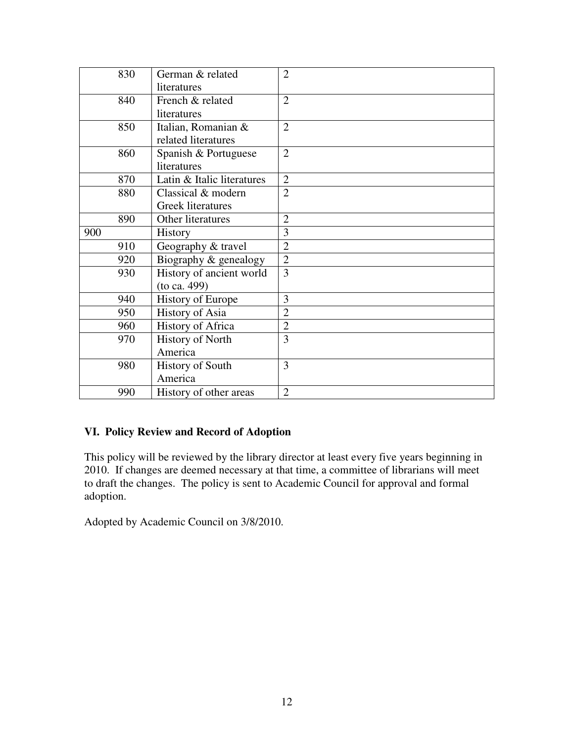| | | |
|---|---|---|
| 830 | German & related literatures | 2 |
| 840 | French & related literatures | 2 |
| 850 | Italian, Romanian & related literatures | 2 |
| 860 | Spanish & Portuguese literatures | 2 |
| 870 | Latin & Italic literatures | 2 |
| 880 | Classical & modern Greek literatures | 2 |
| 890 | Other literatures | 2 |
| 900 | History | 3 |
| 910 | Geography & travel | 2 |
| 920 | Biography & genealogy | 2 |
| 930 | History of ancient world (to ca. 499) | 3 |
| 940 | History of Europe | 3 |
| 950 | History of Asia | 2 |
| 960 | History of Africa | 2 |
| 970 | History of North America | 3 |
| 980 | History of South America | 3 |
| 990 | History of other areas | 2 |

### VI. Policy Review and Record of Adoption

This policy will be reviewed by the library director at least every five years beginning in 2010. If changes are deemed necessary at that time, a committee of librarians will meet to draft the changes. The policy is sent to Academic Council for approval and formal adoption.

Adopted by Academic Council on 3/8/2010.